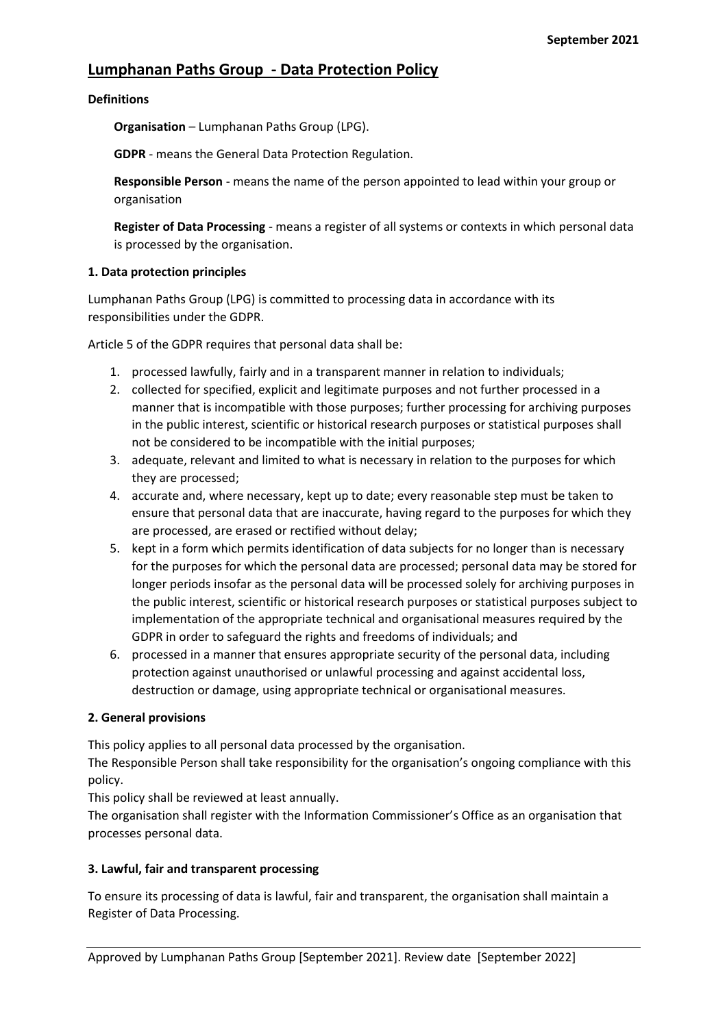September 2021

# Lumphanan Paths Group - Data Protection Policy

**Definitions**

**Organisation** – Lumphanan Paths Group (LPG).

**GDPR** - means the General Data Protection Regulation.

**Responsible Person** - means the name of the person appointed to lead within your group or organisation

**Register of Data Processing** - means a register of all systems or contexts in which personal data is processed by the organisation.

**1. Data protection principles**

Lumphanan Paths Group (LPG) is committed to processing data in accordance with its responsibilities under the GDPR.

Article 5 of the GDPR requires that personal data shall be:

1. processed lawfully, fairly and in a transparent manner in relation to individuals;
2. collected for specified, explicit and legitimate purposes and not further processed in a manner that is incompatible with those purposes; further processing for archiving purposes in the public interest, scientific or historical research purposes or statistical purposes shall not be considered to be incompatible with the initial purposes;
3. adequate, relevant and limited to what is necessary in relation to the purposes for which they are processed;
4. accurate and, where necessary, kept up to date; every reasonable step must be taken to ensure that personal data that are inaccurate, having regard to the purposes for which they are processed, are erased or rectified without delay;
5. kept in a form which permits identification of data subjects for no longer than is necessary for the purposes for which the personal data are processed; personal data may be stored for longer periods insofar as the personal data will be processed solely for archiving purposes in the public interest, scientific or historical research purposes or statistical purposes subject to implementation of the appropriate technical and organisational measures required by the GDPR in order to safeguard the rights and freedoms of individuals; and
6. processed in a manner that ensures appropriate security of the personal data, including protection against unauthorised or unlawful processing and against accidental loss, destruction or damage, using appropriate technical or organisational measures.

**2. General provisions**

This policy applies to all personal data processed by the organisation.
The Responsible Person shall take responsibility for the organisation's ongoing compliance with this policy.
This policy shall be reviewed at least annually.
The organisation shall register with the Information Commissioner's Office as an organisation that processes personal data.

**3. Lawful, fair and transparent processing**

To ensure its processing of data is lawful, fair and transparent, the organisation shall maintain a Register of Data Processing.

Approved by Lumphanan Paths Group [September 2021]. Review date [September 2022]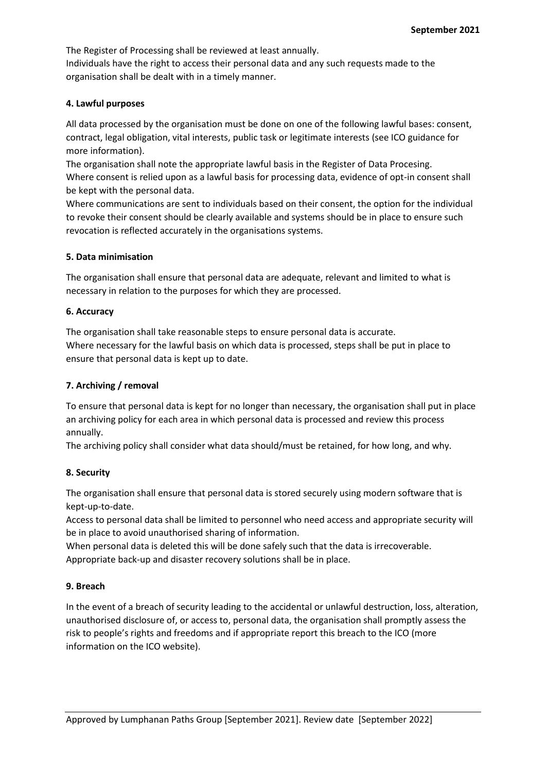The Register of Processing shall be reviewed at least annually.
Individuals have the right to access their personal data and any such requests made to the organisation shall be dealt with in a timely manner.

**4. Lawful purposes**

All data processed by the organisation must be done on one of the following lawful bases: consent, contract, legal obligation, vital interests, public task or legitimate interests (see ICO guidance for more information).
The organisation shall note the appropriate lawful basis in the Register of Data Procesing.
Where consent is relied upon as a lawful basis for processing data, evidence of opt-in consent shall be kept with the personal data.
Where communications are sent to individuals based on their consent, the option for the individual to revoke their consent should be clearly available and systems should be in place to ensure such revocation is reflected accurately in the organisations systems.

**5. Data minimisation**

The organisation shall ensure that personal data are adequate, relevant and limited to what is necessary in relation to the purposes for which they are processed.

**6. Accuracy**

The organisation shall take reasonable steps to ensure personal data is accurate.
Where necessary for the lawful basis on which data is processed, steps shall be put in place to ensure that personal data is kept up to date.

**7. Archiving / removal**

To ensure that personal data is kept for no longer than necessary, the organisation shall put in place an archiving policy for each area in which personal data is processed and review this process annually.
The archiving policy shall consider what data should/must be retained, for how long, and why.

**8. Security**

The organisation shall ensure that personal data is stored securely using modern software that is kept-up-to-date.
Access to personal data shall be limited to personnel who need access and appropriate security will be in place to avoid unauthorised sharing of information.
When personal data is deleted this will be done safely such that the data is irrecoverable.
Appropriate back-up and disaster recovery solutions shall be in place.

**9. Breach**

In the event of a breach of security leading to the accidental or unlawful destruction, loss, alteration, unauthorised disclosure of, or access to, personal data, the organisation shall promptly assess the risk to people's rights and freedoms and if appropriate report this breach to the ICO (more information on the ICO website).